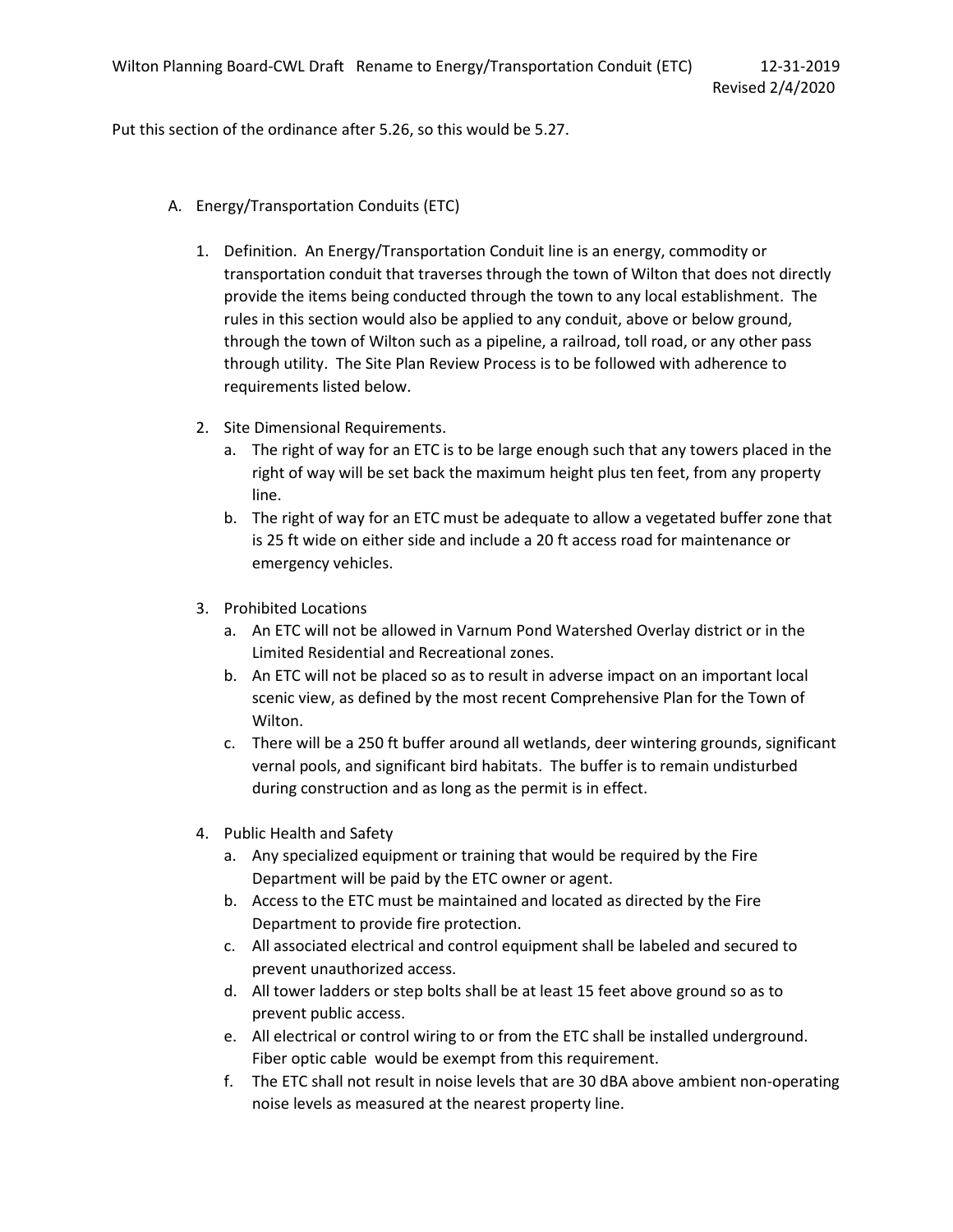Wilton Planning Board-CWL Draft Rename to Energy/Transportation Conduit (ETC) 12-31-2019

Revised 2/4/2020

Put this section of the ordinance after 5.26, so this would be 5.27.

A. Energy/Transportation Conduits (ETC)

1. Definition. An Energy/Transportation Conduit line is an energy, commodity or transportation conduit that traverses through the town of Wilton that does not directly provide the items being conducted through the town to any local establishment. The rules in this section would also be applied to any conduit, above or below ground, through the town of Wilton such as a pipeline, a railroad, toll road, or any other pass through utility. The Site Plan Review Process is to be followed with adherence to requirements listed below.

2. Site Dimensional Requirements.
   a. The right of way for an ETC is to be large enough such that any towers placed in the right of way will be set back the maximum height plus ten feet, from any property line.
   b. The right of way for an ETC must be adequate to allow a vegetated buffer zone that is 25 ft wide on either side and include a 20 ft access road for maintenance or emergency vehicles.

3. Prohibited Locations
   a. An ETC will not be allowed in Varnum Pond Watershed Overlay district or in the Limited Residential and Recreational zones.
   b. An ETC will not be placed so as to result in adverse impact on an important local scenic view, as defined by the most recent Comprehensive Plan for the Town of Wilton.
   c. There will be a 250 ft buffer around all wetlands, deer wintering grounds, significant vernal pools, and significant bird habitats. The buffer is to remain undisturbed during construction and as long as the permit is in effect.

4. Public Health and Safety
   a. Any specialized equipment or training that would be required by the Fire Department will be paid by the ETC owner or agent.
   b. Access to the ETC must be maintained and located as directed by the Fire Department to provide fire protection.
   c. All associated electrical and control equipment shall be labeled and secured to prevent unauthorized access.
   d. All tower ladders or step bolts shall be at least 15 feet above ground so as to prevent public access.
   e. All electrical or control wiring to or from the ETC shall be installed underground. Fiber optic cable would be exempt from this requirement.
   f. The ETC shall not result in noise levels that are 30 dBA above ambient non-operating noise levels as measured at the nearest property line.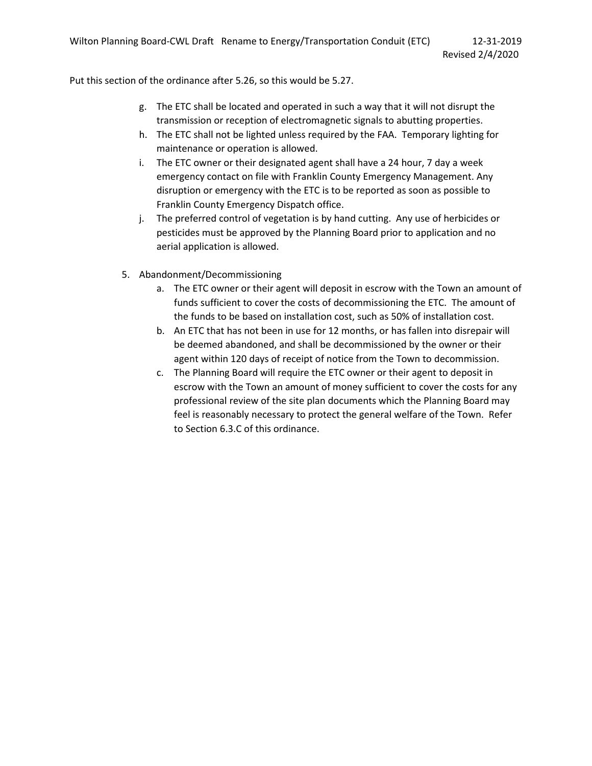Put this section of the ordinance after 5.26, so this would be 5.27.

g. The ETC shall be located and operated in such a way that it will not disrupt the transmission or reception of electromagnetic signals to abutting properties.
h. The ETC shall not be lighted unless required by the FAA. Temporary lighting for maintenance or operation is allowed.
i. The ETC owner or their designated agent shall have a 24 hour, 7 day a week emergency contact on file with Franklin County Emergency Management. Any disruption or emergency with the ETC is to be reported as soon as possible to Franklin County Emergency Dispatch office.
j. The preferred control of vegetation is by hand cutting. Any use of herbicides or pesticides must be approved by the Planning Board prior to application and no aerial application is allowed.

5. Abandonment/Decommissioning
   a. The ETC owner or their agent will deposit in escrow with the Town an amount of funds sufficient to cover the costs of decommissioning the ETC. The amount of the funds to be based on installation cost, such as 50% of installation cost.
   b. An ETC that has not been in use for 12 months, or has fallen into disrepair will be deemed abandoned, and shall be decommissioned by the owner or their agent within 120 days of receipt of notice from the Town to decommission.
   c. The Planning Board will require the ETC owner or their agent to deposit in escrow with the Town an amount of money sufficient to cover the costs for any professional review of the site plan documents which the Planning Board may feel is reasonably necessary to protect the general welfare of the Town. Refer to Section 6.3.C of this ordinance.